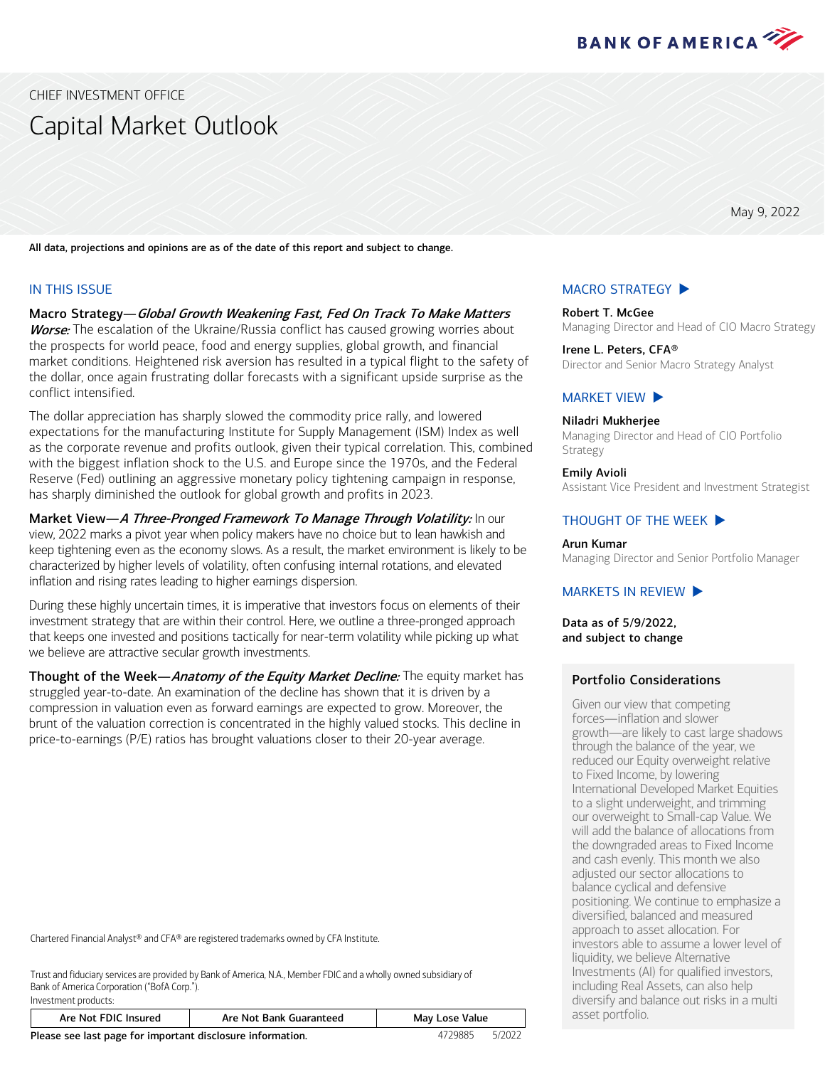BANK OF AMERICA

CHIEF INVESTMENT OFFICE

# Capital Market Outlook

May 9, 2022

**All data, projections and opinions are as of the date of this report and subject to change.**

## IN THIS ISSUE

**Macro Strategy—*Global Growth Weakening Fast, Fed On Track To Make Matters Worse:*** The escalation of the Ukraine/Russia conflict has caused growing worries about the prospects for world peace, food and energy supplies, global growth, and financial market conditions. Heightened risk aversion has resulted in a typical flight to the safety of the dollar, once again frustrating dollar forecasts with a significant upside surprise as the conflict intensified.

The dollar appreciation has sharply slowed the commodity price rally, and lowered expectations for the manufacturing Institute for Supply Management (ISM) Index as well as the corporate revenue and profits outlook, given their typical correlation. This, combined with the biggest inflation shock to the U.S. and Europe since the 1970s, and the Federal Reserve (Fed) outlining an aggressive monetary policy tightening campaign in response, has sharply diminished the outlook for global growth and profits in 2023.

**Market View—*A Three-Pronged Framework To Manage Through Volatility:*** In our view, 2022 marks a pivot year when policy makers have no choice but to lean hawkish and keep tightening even as the economy slows. As a result, the market environment is likely to be characterized by higher levels of volatility, often confusing internal rotations, and elevated inflation and rising rates leading to higher earnings dispersion.

During these highly uncertain times, it is imperative that investors focus on elements of their investment strategy that are within their control. Here, we outline a three-pronged approach that keeps one invested and positions tactically for near-term volatility while picking up what we believe are attractive secular growth investments.

**Thought of the Week—*Anatomy of the Equity Market Decline:*** The equity market has struggled year-to-date. An examination of the decline has shown that it is driven by a compression in valuation even as forward earnings are expected to grow. Moreover, the brunt of the valuation correction is concentrated in the highly valued stocks. This decline in price-to-earnings (P/E) ratios has brought valuations closer to their 20-year average.

### MACRO STRATEGY ▶

**Robert T. McGee**
Managing Director and Head of CIO Macro Strategy

**Irene L. Peters, CFA®**
Director and Senior Macro Strategy Analyst

### MARKET VIEW ▶

**Niladri Mukherjee**
Managing Director and Head of CIO Portfolio Strategy

**Emily Avioli**
Assistant Vice President and Investment Strategist

### THOUGHT OF THE WEEK ▶

**Arun Kumar**
Managing Director and Senior Portfolio Manager

### MARKETS IN REVIEW ▶

**Data as of 5/9/2022, and subject to change**

### Portfolio Considerations

Given our view that competing forces—inflation and slower growth—are likely to cast large shadows through the balance of the year, we reduced our Equity overweight relative to Fixed Income, by lowering International Developed Market Equities to a slight underweight, and trimming our overweight to Small-cap Value. We will add the balance of allocations from the downgraded areas to Fixed Income and cash evenly. This month we also adjusted our sector allocations to balance cyclical and defensive positioning. We continue to emphasize a diversified, balanced and measured approach to asset allocation. For investors able to assume a lower level of liquidity, we believe Alternative Investments (AI) for qualified investors, including Real Assets, can also help diversify and balance out risks in a multi asset portfolio.

Chartered Financial Analyst® and CFA® are registered trademarks owned by CFA Institute.

Trust and fiduciary services are provided by Bank of America, N.A., Member FDIC and a wholly owned subsidiary of Bank of America Corporation ("BofA Corp.").

Investment products:

| Are Not FDIC Insured | Are Not Bank Guaranteed | May Lose Value |
|---|---|---|

**Please see last page for important disclosure information.** 4729885 5/2022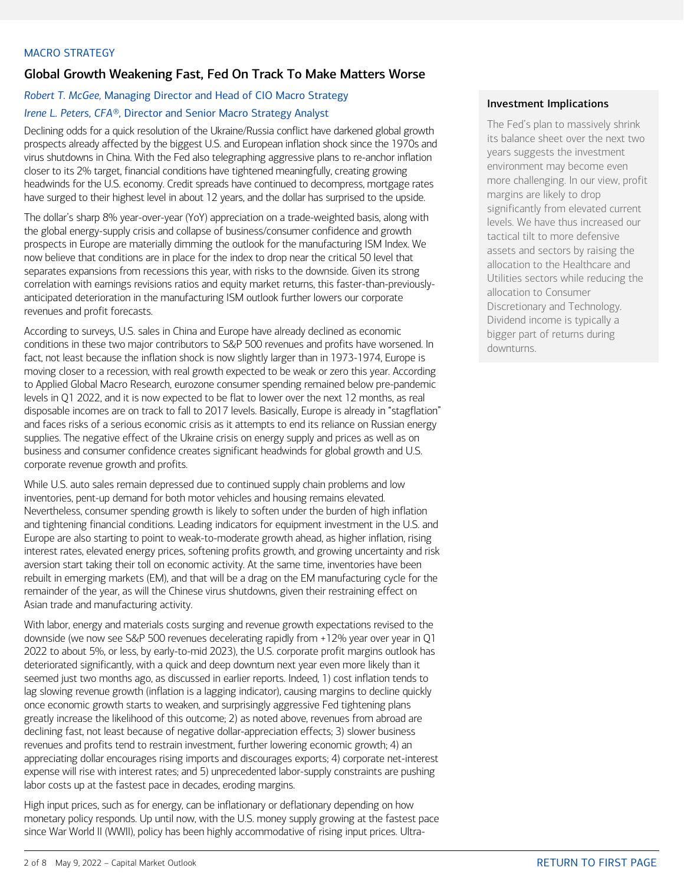MACRO STRATEGY

## Global Growth Weakening Fast, Fed On Track To Make Matters Worse

*Robert T. McGee,* Managing Director and Head of CIO Macro Strategy

*Irene L. Peters, CFA®,* Director and Senior Macro Strategy Analyst

Declining odds for a quick resolution of the Ukraine/Russia conflict have darkened global growth prospects already affected by the biggest U.S. and European inflation shock since the 1970s and virus shutdowns in China. With the Fed also telegraphing aggressive plans to re-anchor inflation closer to its 2% target, financial conditions have tightened meaningfully, creating growing headwinds for the U.S. economy. Credit spreads have continued to decompress, mortgage rates have surged to their highest level in about 12 years, and the dollar has surprised to the upside.

The dollar's sharp 8% year-over-year (YoY) appreciation on a trade-weighted basis, along with the global energy-supply crisis and collapse of business/consumer confidence and growth prospects in Europe are materially dimming the outlook for the manufacturing ISM Index. We now believe that conditions are in place for the index to drop near the critical 50 level that separates expansions from recessions this year, with risks to the downside. Given its strong correlation with earnings revisions ratios and equity market returns, this faster-than-previously-anticipated deterioration in the manufacturing ISM outlook further lowers our corporate revenues and profit forecasts.

According to surveys, U.S. sales in China and Europe have already declined as economic conditions in these two major contributors to S&P 500 revenues and profits have worsened. In fact, not least because the inflation shock is now slightly larger than in 1973-1974, Europe is moving closer to a recession, with real growth expected to be weak or zero this year. According to Applied Global Macro Research, eurozone consumer spending remained below pre-pandemic levels in Q1 2022, and it is now expected to be flat to lower over the next 12 months, as real disposable incomes are on track to fall to 2017 levels. Basically, Europe is already in "stagflation" and faces risks of a serious economic crisis as it attempts to end its reliance on Russian energy supplies. The negative effect of the Ukraine crisis on energy supply and prices as well as on business and consumer confidence creates significant headwinds for global growth and U.S. corporate revenue growth and profits.

While U.S. auto sales remain depressed due to continued supply chain problems and low inventories, pent-up demand for both motor vehicles and housing remains elevated. Nevertheless, consumer spending growth is likely to soften under the burden of high inflation and tightening financial conditions. Leading indicators for equipment investment in the U.S. and Europe are also starting to point to weak-to-moderate growth ahead, as higher inflation, rising interest rates, elevated energy prices, softening profits growth, and growing uncertainty and risk aversion start taking their toll on economic activity. At the same time, inventories have been rebuilt in emerging markets (EM), and that will be a drag on the EM manufacturing cycle for the remainder of the year, as will the Chinese virus shutdowns, given their restraining effect on Asian trade and manufacturing activity.

With labor, energy and materials costs surging and revenue growth expectations revised to the downside (we now see S&P 500 revenues decelerating rapidly from +12% year over year in Q1 2022 to about 5%, or less, by early-to-mid 2023), the U.S. corporate profit margins outlook has deteriorated significantly, with a quick and deep downturn next year even more likely than it seemed just two months ago, as discussed in earlier reports. Indeed, 1) cost inflation tends to lag slowing revenue growth (inflation is a lagging indicator), causing margins to decline quickly once economic growth starts to weaken, and surprisingly aggressive Fed tightening plans greatly increase the likelihood of this outcome; 2) as noted above, revenues from abroad are declining fast, not least because of negative dollar-appreciation effects; 3) slower business revenues and profits tend to restrain investment, further lowering economic growth; 4) an appreciating dollar encourages rising imports and discourages exports; 4) corporate net-interest expense will rise with interest rates; and 5) unprecedented labor-supply constraints are pushing labor costs up at the fastest pace in decades, eroding margins.

High input prices, such as for energy, can be inflationary or deflationary depending on how monetary policy responds. Up until now, with the U.S. money supply growing at the fastest pace since War World II (WWII), policy has been highly accommodative of rising input prices. Ultra-

**Investment Implications**

The Fed's plan to massively shrink its balance sheet over the next two years suggests the investment environment may become even more challenging. In our view, profit margins are likely to drop significantly from elevated current levels. We have thus increased our tactical tilt to more defensive assets and sectors by raising the allocation to the Healthcare and Utilities sectors while reducing the allocation to Consumer Discretionary and Technology. Dividend income is typically a bigger part of returns during downturns.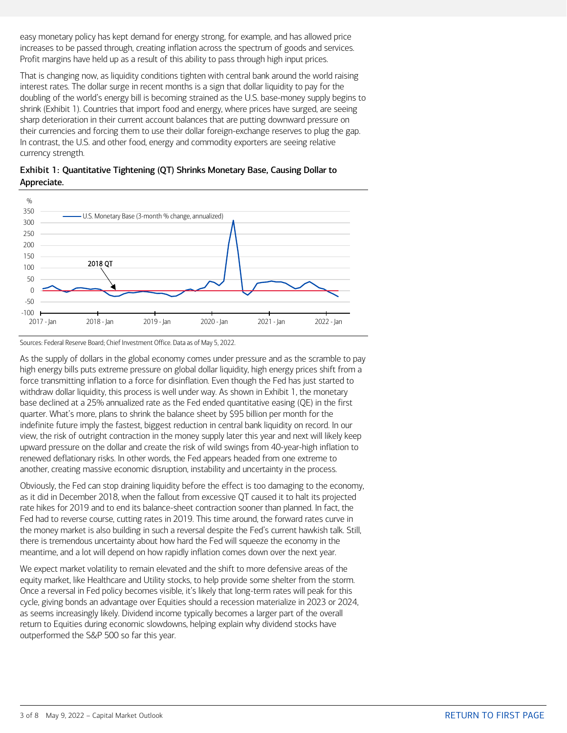easy monetary policy has kept demand for energy strong, for example, and has allowed price increases to be passed through, creating inflation across the spectrum of goods and services. Profit margins have held up as a result of this ability to pass through high input prices.

That is changing now, as liquidity conditions tighten with central bank around the world raising interest rates. The dollar surge in recent months is a sign that dollar liquidity to pay for the doubling of the world's energy bill is becoming strained as the U.S. base-money supply begins to shrink (Exhibit 1). Countries that import food and energy, where prices have surged, are seeing sharp deterioration in their current account balances that are putting downward pressure on their currencies and forcing them to use their dollar foreign-exchange reserves to plug the gap. In contrast, the U.S. and other food, energy and commodity exporters are seeing relative currency strength.

**Exhibit 1: Quantitative Tightening (QT) Shrinks Monetary Base, Causing Dollar to Appreciate.**

Sources: Federal Reserve Board; Chief Investment Office. Data as of May 5, 2022.

As the supply of dollars in the global economy comes under pressure and as the scramble to pay high energy bills puts extreme pressure on global dollar liquidity, high energy prices shift from a force transmitting inflation to a force for disinflation. Even though the Fed has just started to withdraw dollar liquidity, this process is well under way. As shown in Exhibit 1, the monetary base declined at a 25% annualized rate as the Fed ended quantitative easing (QE) in the first quarter. What's more, plans to shrink the balance sheet by $95 billion per month for the indefinite future imply the fastest, biggest reduction in central bank liquidity on record. In our view, the risk of outright contraction in the money supply later this year and next will likely keep upward pressure on the dollar and create the risk of wild swings from 40-year-high inflation to renewed deflationary risks. In other words, the Fed appears headed from one extreme to another, creating massive economic disruption, instability and uncertainty in the process.

Obviously, the Fed can stop draining liquidity before the effect is too damaging to the economy, as it did in December 2018, when the fallout from excessive QT caused it to halt its projected rate hikes for 2019 and to end its balance-sheet contraction sooner than planned. In fact, the Fed had to reverse course, cutting rates in 2019. This time around, the forward rates curve in the money market is also building in such a reversal despite the Fed's current hawkish talk. Still, there is tremendous uncertainty about how hard the Fed will squeeze the economy in the meantime, and a lot will depend on how rapidly inflation comes down over the next year.

We expect market volatility to remain elevated and the shift to more defensive areas of the equity market, like Healthcare and Utility stocks, to help provide some shelter from the storm. Once a reversal in Fed policy becomes visible, it's likely that long-term rates will peak for this cycle, giving bonds an advantage over Equities should a recession materialize in 2023 or 2024, as seems increasingly likely. Dividend income typically becomes a larger part of the overall return to Equities during economic slowdowns, helping explain why dividend stocks have outperformed the S&P 500 so far this year.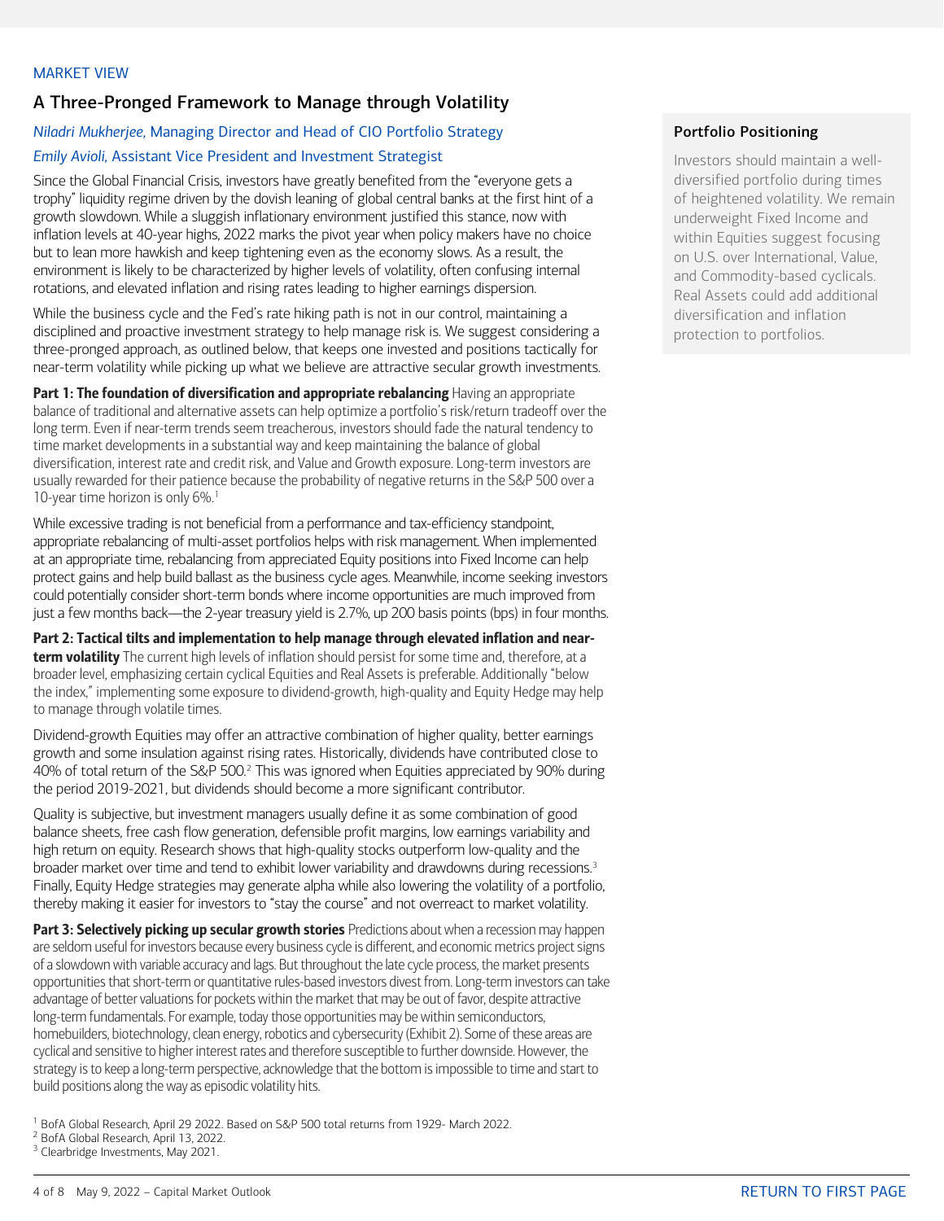MARKET VIEW

## A Three-Pronged Framework to Manage through Volatility

*Niladri Mukherjee,* Managing Director and Head of CIO Portfolio Strategy

*Emily Avioli,* Assistant Vice President and Investment Strategist

Since the Global Financial Crisis, investors have greatly benefited from the "everyone gets a trophy" liquidity regime driven by the dovish leaning of global central banks at the first hint of a growth slowdown. While a sluggish inflationary environment justified this stance, now with inflation levels at 40-year highs, 2022 marks the pivot year when policy makers have no choice but to lean more hawkish and keep tightening even as the economy slows. As a result, the environment is likely to be characterized by higher levels of volatility, often confusing internal rotations, and elevated inflation and rising rates leading to higher earnings dispersion.

While the business cycle and the Fed's rate hiking path is not in our control, maintaining a disciplined and proactive investment strategy to help manage risk is. We suggest considering a three-pronged approach, as outlined below, that keeps one invested and positions tactically for near-term volatility while picking up what we believe are attractive secular growth investments.

**Part 1: The foundation of diversification and appropriate rebalancing** Having an appropriate balance of traditional and alternative assets can help optimize a portfolio's risk/return tradeoff over the long term. Even if near-term trends seem treacherous, investors should fade the natural tendency to time market developments in a substantial way and keep maintaining the balance of global diversification, interest rate and credit risk, and Value and Growth exposure. Long-term investors are usually rewarded for their patience because the probability of negative returns in the S&P 500 over a 10-year time horizon is only 6%.[1]

While excessive trading is not beneficial from a performance and tax-efficiency standpoint, appropriate rebalancing of multi-asset portfolios helps with risk management. When implemented at an appropriate time, rebalancing from appreciated Equity positions into Fixed Income can help protect gains and help build ballast as the business cycle ages. Meanwhile, income seeking investors could potentially consider short-term bonds where income opportunities are much improved from just a few months back—the 2-year treasury yield is 2.7%, up 200 basis points (bps) in four months.

**Part 2: Tactical tilts and implementation to help manage through elevated inflation and near-term volatility** The current high levels of inflation should persist for some time and, therefore, at a broader level, emphasizing certain cyclical Equities and Real Assets is preferable. Additionally "below the index," implementing some exposure to dividend-growth, high-quality and Equity Hedge may help to manage through volatile times.

Dividend-growth Equities may offer an attractive combination of higher quality, better earnings growth and some insulation against rising rates. Historically, dividends have contributed close to 40% of total return of the S&P 500.[2] This was ignored when Equities appreciated by 90% during the period 2019-2021, but dividends should become a more significant contributor.

Quality is subjective, but investment managers usually define it as some combination of good balance sheets, free cash flow generation, defensible profit margins, low earnings variability and high return on equity. Research shows that high-quality stocks outperform low-quality and the broader market over time and tend to exhibit lower variability and drawdowns during recessions.[3] Finally, Equity Hedge strategies may generate alpha while also lowering the volatility of a portfolio, thereby making it easier for investors to "stay the course" and not overreact to market volatility.

**Part 3: Selectively picking up secular growth stories** Predictions about when a recession may happen are seldom useful for investors because every business cycle is different, and economic metrics project signs of a slowdown with variable accuracy and lags. But throughout the late cycle process, the market presents opportunities that short-term or quantitative rules-based investors divest from. Long-term investors can take advantage of better valuations for pockets within the market that may be out of favor, despite attractive long-term fundamentals. For example, today those opportunities may be within semiconductors, homebuilders, biotechnology, clean energy, robotics and cybersecurity (Exhibit 2). Some of these areas are cyclical and sensitive to higher interest rates and therefore susceptible to further downside. However, the strategy is to keep a long-term perspective, acknowledge that the bottom is impossible to time and start to build positions along the way as episodic volatility hits.

[1] BofA Global Research, April 29 2022. Based on S&P 500 total returns from 1929- March 2022.
[2] BofA Global Research, April 13, 2022.
[3] Clearbridge Investments, May 2021.

### Portfolio Positioning

Investors should maintain a well-diversified portfolio during times of heightened volatility. We remain underweight Fixed Income and within Equities suggest focusing on U.S. over International, Value, and Commodity-based cyclicals. Real Assets could add additional diversification and inflation protection to portfolios.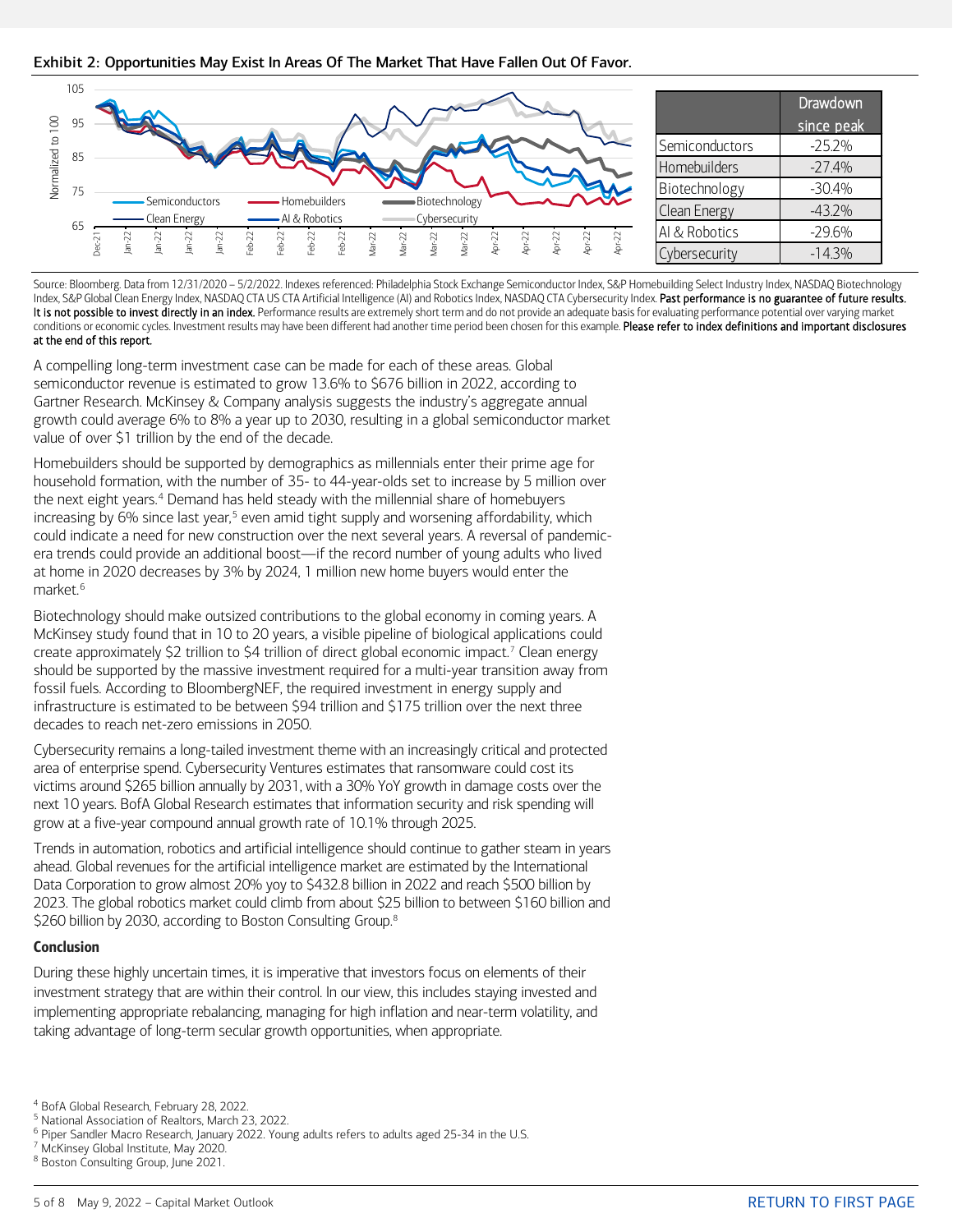**Exhibit 2: Opportunities May Exist In Areas Of The Market That Have Fallen Out Of Favor.**

| | Drawdown since peak |
|---|---|
| Semiconductors | -25.2% |
| Homebuilders | -27.4% |
| Biotechnology | -30.4% |
| Clean Energy | -43.2% |
| AI & Robotics | -29.6% |
| Cybersecurity | -14.3% |

Source: Bloomberg. Data from 12/31/2020 – 5/2/2022. Indexes referenced: Philadelphia Stock Exchange Semiconductor Index, S&P Homebuilding Select Industry Index, NASDAQ Biotechnology Index, S&P Global Clean Energy Index, NASDAQ CTA US CTA Artificial Intelligence (AI) and Robotics Index, NASDAQ CTA Cybersecurity Index. **Past performance is no guarantee of future results. It is not possible to invest directly in an index.** Performance results are extremely short term and do not provide an adequate basis for evaluating performance potential over varying market conditions or economic cycles. Investment results may have been different had another time period been chosen for this example. **Please refer to index definitions and important disclosures at the end of this report.**

A compelling long-term investment case can be made for each of these areas. Global semiconductor revenue is estimated to grow 13.6% to $676 billion in 2022, according to Gartner Research. McKinsey & Company analysis suggests the industry's aggregate annual growth could average 6% to 8% a year up to 2030, resulting in a global semiconductor market value of over $1 trillion by the end of the decade.

Homebuilders should be supported by demographics as millennials enter their prime age for household formation, with the number of 35- to 44-year-olds set to increase by 5 million over the next eight years.[4] Demand has held steady with the millennial share of homebuyers increasing by 6% since last year,[5] even amid tight supply and worsening affordability, which could indicate a need for new construction over the next several years. A reversal of pandemic-era trends could provide an additional boost—if the record number of young adults who lived at home in 2020 decreases by 3% by 2024, 1 million new home buyers would enter the market.[6]

Biotechnology should make outsized contributions to the global economy in coming years. A McKinsey study found that in 10 to 20 years, a visible pipeline of biological applications could create approximately $2 trillion to $4 trillion of direct global economic impact.[7] Clean energy should be supported by the massive investment required for a multi-year transition away from fossil fuels. According to BloombergNEF, the required investment in energy supply and infrastructure is estimated to be between $94 trillion and $175 trillion over the next three decades to reach net-zero emissions in 2050.

Cybersecurity remains a long-tailed investment theme with an increasingly critical and protected area of enterprise spend. Cybersecurity Ventures estimates that ransomware could cost its victims around $265 billion annually by 2031, with a 30% YoY growth in damage costs over the next 10 years. BofA Global Research estimates that information security and risk spending will grow at a five-year compound annual growth rate of 10.1% through 2025.

Trends in automation, robotics and artificial intelligence should continue to gather steam in years ahead. Global revenues for the artificial intelligence market are estimated by the International Data Corporation to grow almost 20% yoy to $432.8 billion in 2022 and reach $500 billion by 2023. The global robotics market could climb from about $25 billion to between $160 billion and $260 billion by 2030, according to Boston Consulting Group.[8]

**Conclusion**

During these highly uncertain times, it is imperative that investors focus on elements of their investment strategy that are within their control. In our view, this includes staying invested and implementing appropriate rebalancing, managing for high inflation and near-term volatility, and taking advantage of long-term secular growth opportunities, when appropriate.

[4] BofA Global Research, February 28, 2022.
[5] National Association of Realtors, March 23, 2022.
[6] Piper Sandler Macro Research, January 2022. Young adults refers to adults aged 25-34 in the U.S.
[7] McKinsey Global Institute, May 2020.
[8] Boston Consulting Group, June 2021.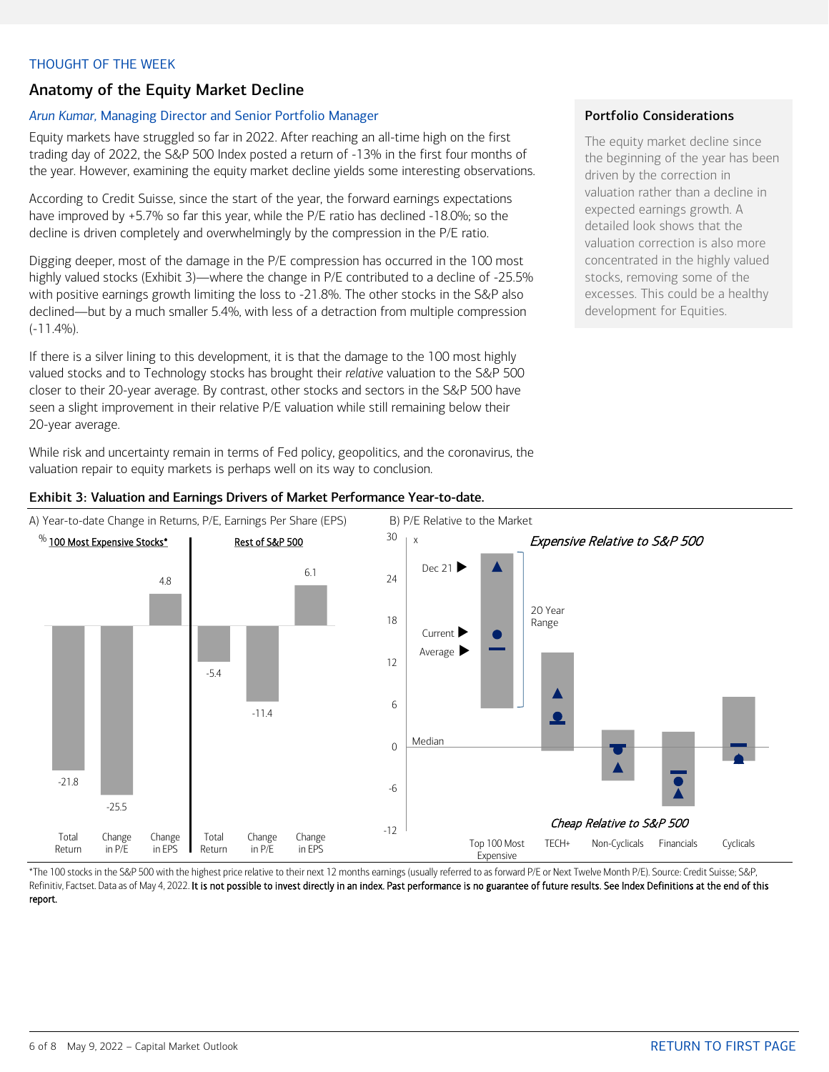THOUGHT OF THE WEEK

## Anatomy of the Equity Market Decline

*Arun Kumar*, Managing Director and Senior Portfolio Manager

Equity markets have struggled so far in 2022. After reaching an all-time high on the first trading day of 2022, the S&P 500 Index posted a return of -13% in the first four months of the year. However, examining the equity market decline yields some interesting observations.

According to Credit Suisse, since the start of the year, the forward earnings expectations have improved by +5.7% so far this year, while the P/E ratio has declined -18.0%; so the decline is driven completely and overwhelmingly by the compression in the P/E ratio.

Digging deeper, most of the damage in the P/E compression has occurred in the 100 most highly valued stocks (Exhibit 3)—where the change in P/E contributed to a decline of -25.5% with positive earnings growth limiting the loss to -21.8%. The other stocks in the S&P also declined—but by a much smaller 5.4%, with less of a detraction from multiple compression (-11.4%).

If there is a silver lining to this development, it is that the damage to the 100 most highly valued stocks and to Technology stocks has brought their *relative* valuation to the S&P 500 closer to their 20-year average. By contrast, other stocks and sectors in the S&P 500 have seen a slight improvement in their relative P/E valuation while still remaining below their 20-year average.

While risk and uncertainty remain in terms of Fed policy, geopolitics, and the coronavirus, the valuation repair to equity markets is perhaps well on its way to conclusion.

### Portfolio Considerations

The equity market decline since the beginning of the year has been driven by the correction in valuation rather than a decline in expected earnings growth. A detailed look shows that the valuation correction is also more concentrated in the highly valued stocks, removing some of the excesses. This could be a healthy development for Equities.

**Exhibit 3: Valuation and Earnings Drivers of Market Performance Year-to-date.**

A) Year-to-date Change in Returns, P/E, Earnings Per Share (EPS)

| % | Total Return | Change in P/E | Change in EPS |
|---|---|---|---|
| 100 Most Expensive Stocks* | -21.8 | -25.5 | 4.8 |
| Rest of S&P 500 | -5.4 | -11.4 | 6.1 |

B) P/E Relative to the Market

Categories: Top 100 Most Expensive, TECH+, Non-Cyclicals, Financials, Cyclicals. Markers: Dec 21, Current, Average, 20 Year Range. Expensive Relative to S&P 500 / Cheap Relative to S&P 500; Median at 0.

*The 100 stocks in the S&P 500 with the highest price relative to their next 12 months earnings (usually referred to as forward P/E or Next Twelve Month P/E). Source: Credit Suisse; S&P, Refinitiv, Factset. Data as of May 4, 2022. **It is not possible to invest directly in an index. Past performance is no guarantee of future results. See Index Definitions at the end of this report.**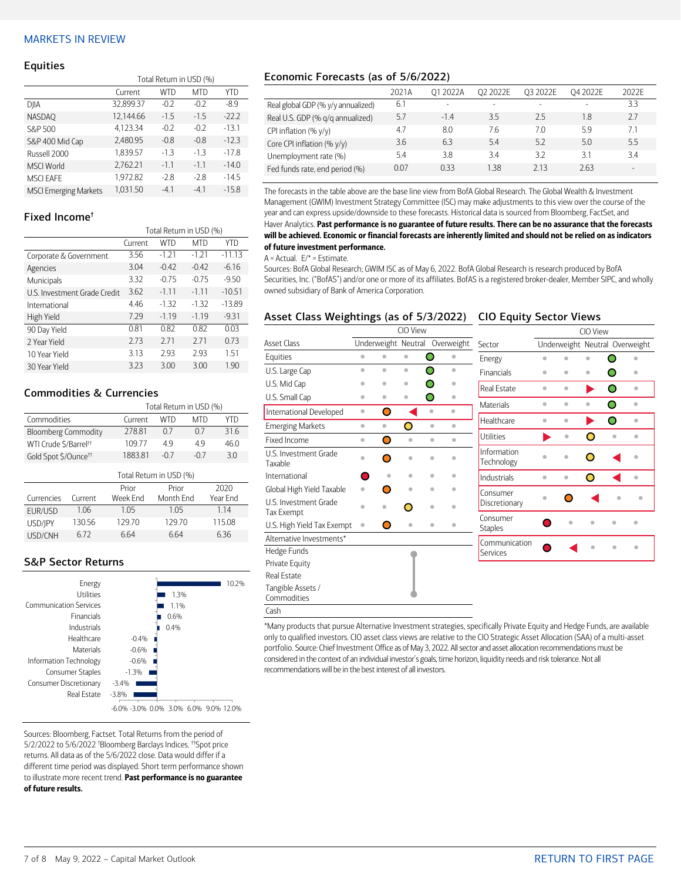# MARKETS IN REVIEW

## Equities

| | Current | WTD | MTD | YTD |
|---|---|---|---|---|
| | | Total Return in USD (%) | | |
| DJIA | 32,899.37 | -0.2 | -0.2 | -8.9 |
| NASDAQ | 12,144.66 | -1.5 | -1.5 | -22.2 |
| S&P 500 | 4,123.34 | -0.2 | -0.2 | -13.1 |
| S&P 400 Mid Cap | 2,480.95 | -0.8 | -0.8 | -12.3 |
| Russell 2000 | 1,839.57 | -1.3 | -1.3 | -17.8 |
| MSCI World | 2,762.21 | -1.1 | -1.1 | -14.0 |
| MSCI EAFE | 1,972.82 | -2.8 | -2.8 | -14.5 |
| MSCI Emerging Markets | 1,031.50 | -4.1 | -4.1 | -15.8 |

## Fixed Income†

| | Current | WTD | MTD | YTD |
|---|---|---|---|---|
| | | Total Return in USD (%) | | |
| Corporate & Government | 3.56 | -1.21 | -1.21 | -11.13 |
| Agencies | 3.04 | -0.42 | -0.42 | -6.16 |
| Municipals | 3.32 | -0.75 | -0.75 | -9.50 |
| U.S. Investment Grade Credit | 3.62 | -1.11 | -1.11 | -10.51 |
| International | 4.46 | -1.32 | -1.32 | -13.89 |
| High Yield | 7.29 | -1.19 | -1.19 | -9.31 |
| 90 Day Yield | 0.81 | 0.82 | 0.82 | 0.03 |
| 2 Year Yield | 2.73 | 2.71 | 2.71 | 0.73 |
| 10 Year Yield | 3.13 | 2.93 | 2.93 | 1.51 |
| 30 Year Yield | 3.23 | 3.00 | 3.00 | 1.90 |

## Commodities & Currencies

| Commodities | Current | WTD | MTD | YTD |
|---|---|---|---|---|
| | | Total Return in USD (%) | | |
| Bloomberg Commodity | 278.81 | 0.7 | 0.7 | 31.6 |
| WTI Crude $/Barrel†† | 109.77 | 4.9 | 4.9 | 46.0 |
| Gold Spot $/Ounce†† | 1883.81 | -0.7 | -0.7 | 3.0 |

| Currencies | Current | Prior Week End | Prior Month End | 2020 Year End |
|---|---|---|---|---|
| | | Total Return in USD (%) | | |
| EUR/USD | 1.06 | 1.05 | 1.05 | 1.14 |
| USD/JPY | 130.56 | 129.70 | 129.70 | 115.08 |
| USD/CNH | 6.72 | 6.64 | 6.64 | 6.36 |

## S&P Sector Returns

| Sector | Return |
|---|---|
| Energy | 10.2% |
| Utilities | 1.3% |
| Communication Services | 1.1% |
| Financials | 0.6% |
| Industrials | 0.4% |
| Healthcare | -0.4% |
| Materials | -0.6% |
| Information Technology | -0.6% |
| Consumer Staples | -1.3% |
| Consumer Discretionary | -3.4% |
| Real Estate | -3.8% |

Sources: Bloomberg, Factset. Total Returns from the period of 5/2/2022 to 5/6/2022 †Bloomberg Barclays Indices. ††Spot price returns. All data as of the 5/6/2022 close. Data would differ if a different time period was displayed. Short term performance shown to illustrate more recent trend. **Past performance is no guarantee of future results.**

## Economic Forecasts (as of 5/6/2022)

| | 2021A | Q1 2022A | Q2 2022E | Q3 2022E | Q4 2022E | 2022E |
|---|---|---|---|---|---|---|
| Real global GDP (% y/y annualized) | 6.1 | - | - | - | - | 3.3 |
| Real U.S. GDP (% q/q annualized) | 5.7 | -1.4 | 3.5 | 2.5 | 1.8 | 2.7 |
| CPI inflation (% y/y) | 4.7 | 8.0 | 7.6 | 7.0 | 5.9 | 7.1 |
| Core CPI inflation (% y/y) | 3.6 | 6.3 | 5.4 | 5.2 | 5.0 | 5.5 |
| Unemployment rate (%) | 5.4 | 3.8 | 3.4 | 3.2 | 3.1 | 3.4 |
| Fed funds rate, end period (%) | 0.07 | 0.33 | 1.38 | 2.13 | 2.63 | - |

The forecasts in the table above are the base line view from BofA Global Research. The Global Wealth & Investment Management (GWIM) Investment Strategy Committee (ISC) may make adjustments to this view over the course of the year and can express upside/downside to these forecasts. Historical data is sourced from Bloomberg, FactSet, and Haver Analytics. **Past performance is no guarantee of future results. There can be no assurance that the forecasts will be achieved. Economic or financial forecasts are inherently limited and should not be relied on as indicators of future investment performance.**

A = Actual. E/* = Estimate.

Sources: BofA Global Research; GWIM ISC as of May 6, 2022. BofA Global Research is research produced by BofA Securities, Inc. ("BofAS") and/or one or more of its affiliates. BofAS is a registered broker-dealer, Member SIPC, and wholly owned subsidiary of Bank of America Corporation.

## Asset Class Weightings (as of 5/3/2022)

| Asset Class | CIO View |
|---|---|
| Equities | Slight Overweight |
| U.S. Large Cap | Slight Overweight |
| U.S. Mid Cap | Slight Overweight |
| U.S. Small Cap | Slight Overweight |
| International Developed | Slight Underweight (moved from Neutral) |
| Emerging Markets | Neutral |
| Fixed Income | Slight Underweight |
| U.S. Investment Grade Taxable | Slight Underweight |
| International | Underweight |
| Global High Yield Taxable | Slight Underweight |
| U.S. Investment Grade Tax Exempt | Neutral |
| U.S. High Yield Tax Exempt | Slight Underweight |
| Alternative Investments* | |
| Hedge Funds | |
| Private Equity | |
| Real Estate | |
| Tangible Assets / Commodities | |
| Cash | |

## CIO Equity Sector Views

| Sector | CIO View |
|---|---|
| Energy | Slight Overweight |
| Financials | Slight Overweight |
| Real Estate | Slight Overweight (moved from Neutral) |
| Materials | Slight Overweight |
| Healthcare | Slight Overweight (moved from Neutral) |
| Utilities | Neutral (moved from Underweight) |
| Information Technology | Neutral (moved from Slight Overweight) |
| Industrials | Neutral (moved from Slight Overweight) |
| Consumer Discretionary | Slight Underweight (moved from Neutral) |
| Consumer Staples | Underweight |
| Communication Services | Underweight (moved from Slight Underweight) |

*Many products that pursue Alternative Investment strategies, specifically Private Equity and Hedge Funds, are available only to qualified investors. CIO asset class views are relative to the CIO Strategic Asset Allocation (SAA) of a multi-asset portfolio. Source: Chief Investment Office as of May 3, 2022. All sector and asset allocation recommendations must be considered in the context of an individual investor's goals, time horizon, liquidity needs and risk tolerance. Not all recommendations will be in the best interest of all investors.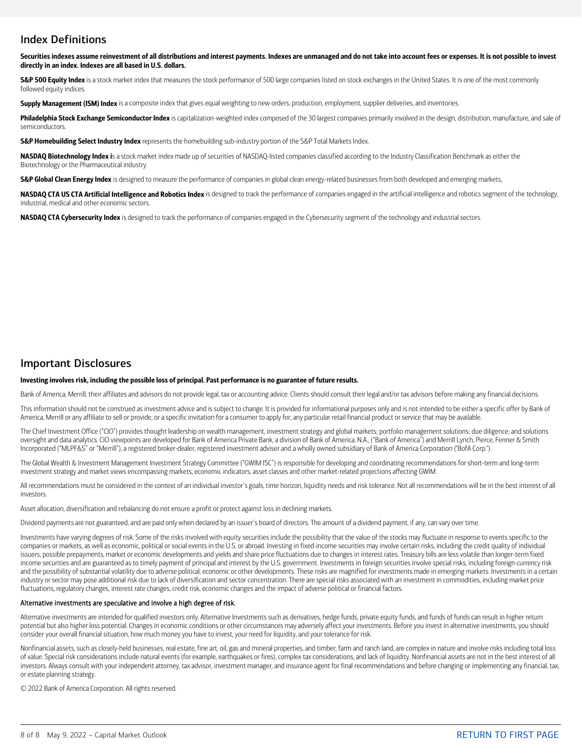## Index Definitions

**Securities indexes assume reinvestment of all distributions and interest payments. Indexes are unmanaged and do not take into account fees or expenses. It is not possible to invest directly in an index. Indexes are all based in U.S. dollars.**

**S&P 500 Equity Index** is a stock market index that measures the stock performance of 500 large companies listed on stock exchanges in the United States. It is one of the most commonly followed equity indices.

**Supply Management (ISM) Index** is a composite index that gives equal weighting to new orders, production, employment, supplier deliveries, and inventories.

**Philadelphia Stock Exchange Semiconductor Index** is capitalization-weighted index composed of the 30 largest companies primarily involved in the design, distribution, manufacture, and sale of semiconductors.

**S&P Homebuilding Select Industry Index** represents the homebuilding sub-industry portion of the S&P Total Markets Index.

**NASDAQ Biotechnology Index i**s a stock market index made up of securities of NASDAQ-listed companies classified according to the Industry Classification Benchmark as either the Biotechnology or the Pharmaceutical industry.

**S&P Global Clean Energy Index** is designed to measure the performance of companies in global clean energy-related businesses from both developed and emerging markets,

**NASDAQ CTA US CTA Artificial Intelligence and Robotics Index** is designed to track the performance of companies engaged in the artificial intelligence and robotics segment of the technology, industrial, medical and other economic sectors.

**NASDAQ CTA Cybersecurity Index** is designed to track the performance of companies engaged in the Cybersecurity segment of the technology and industrial sectors.

## Important Disclosures

**Investing involves risk, including the possible loss of principal. Past performance is no guarantee of future results.**

Bank of America, Merrill, their affiliates and advisors do not provide legal, tax or accounting advice. Clients should consult their legal and/or tax advisors before making any financial decisions.

This information should not be construed as investment advice and is subject to change. It is provided for informational purposes only and is not intended to be either a specific offer by Bank of America, Merrill or any affiliate to sell or provide, or a specific invitation for a consumer to apply for, any particular retail financial product or service that may be available.

The Chief Investment Office ("CIO") provides thought leadership on wealth management, investment strategy and global markets; portfolio management solutions; due diligence; and solutions oversight and data analytics. CIO viewpoints are developed for Bank of America Private Bank, a division of Bank of America, N.A., ("Bank of America") and Merrill Lynch, Pierce, Fenner & Smith Incorporated ("MLPF&S" or "Merrill"), a registered broker-dealer, registered investment adviser and a wholly owned subsidiary of Bank of America Corporation ("BofA Corp.").

The Global Wealth & Investment Management Investment Strategy Committee ("GWIM ISC") is responsible for developing and coordinating recommendations for short-term and long-term investment strategy and market views encompassing markets, economic indicators, asset classes and other market-related projections affecting GWIM.

All recommendations must be considered in the context of an individual investor's goals, time horizon, liquidity needs and risk tolerance. Not all recommendations will be in the best interest of all investors.

Asset allocation, diversification and rebalancing do not ensure a profit or protect against loss in declining markets.

Dividend payments are not guaranteed, and are paid only when declared by an issuer's board of directors. The amount of a dividend payment, if any, can vary over time.

Investments have varying degrees of risk. Some of the risks involved with equity securities include the possibility that the value of the stocks may fluctuate in response to events specific to the companies or markets, as well as economic, political or social events in the U.S. or abroad. Investing in fixed-income securities may involve certain risks, including the credit quality of individual issuers, possible prepayments, market or economic developments and yields and share price fluctuations due to changes in interest rates. Treasury bills are less volatile than longer-term fixed income securities and are guaranteed as to timely payment of principal and interest by the U.S. government. Investments in foreign securities involve special risks, including foreign currency risk and the possibility of substantial volatility due to adverse political, economic or other developments. These risks are magnified for investments made in emerging markets. Investments in a certain industry or sector may pose additional risk due to lack of diversification and sector concentration. There are special risks associated with an investment in commodities, including market price fluctuations, regulatory changes, interest rate changes, credit risk, economic changes and the impact of adverse political or financial factors.

**Alternative investments are speculative and involve a high degree of risk.**

Alternative investments are intended for qualified investors only. Alternative Investments such as derivatives, hedge funds, private equity funds, and funds of funds can result in higher return potential but also higher loss potential. Changes in economic conditions or other circumstances may adversely affect your investments. Before you invest in alternative investments, you should consider your overall financial situation, how much money you have to invest, your need for liquidity, and your tolerance for risk.

Nonfinancial assets, such as closely-held businesses, real estate, fine art, oil, gas and mineral properties, and timber, farm and ranch land, are complex in nature and involve risks including total loss of value. Special risk considerations include natural events (for example, earthquakes or fires), complex tax considerations, and lack of liquidity. Nonfinancial assets are not in the best interest of all investors. Always consult with your independent attorney, tax advisor, investment manager, and insurance agent for final recommendations and before changing or implementing any financial, tax, or estate planning strategy.

© 2022 Bank of America Corporation. All rights reserved.